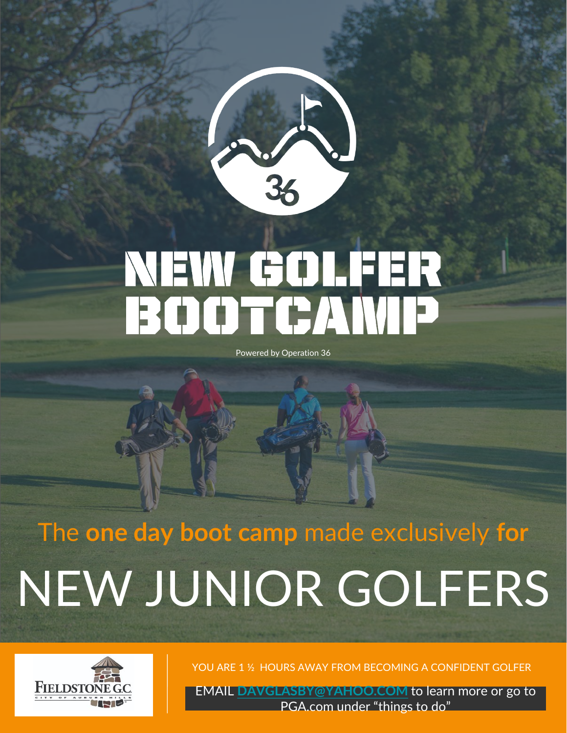# NEW GOLFER BOOTCAMP

Powered by Operation 36

The **one day boot camp** made exclusively **for**

# NEW JUNIOR GOLFERS

FIELDSTONE G.C.
CITY OF AUBURN HILLS

YOU ARE 1 ½ HOURS AWAY FROM BECOMING A CONFIDENT GOLFER

EMAIL DAVGLASBY@YAHOO.COM to learn more or go to PGA.com under "things to do"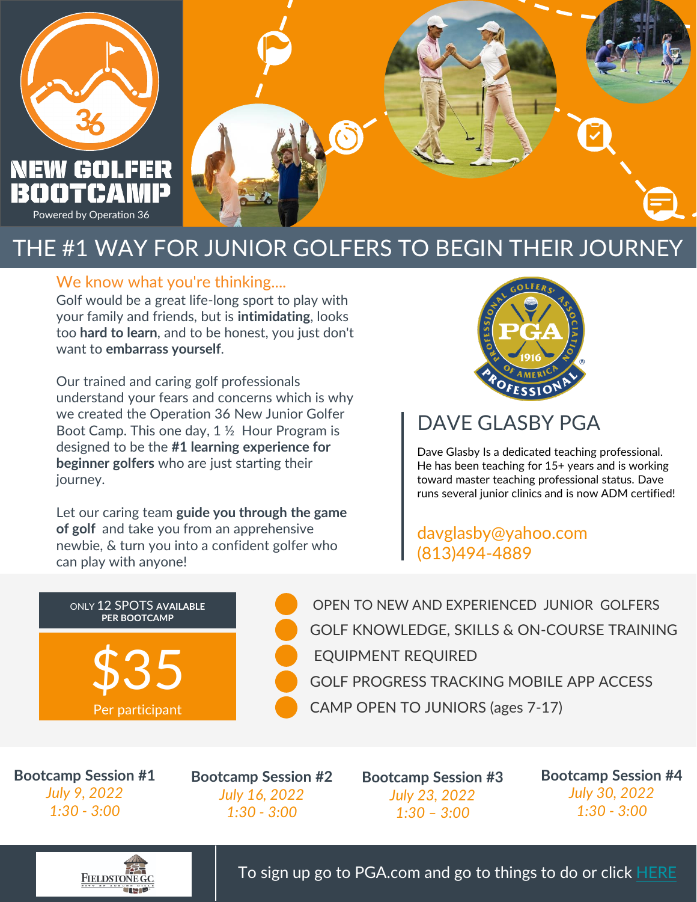# NEW GOLFER BOOTCAMP

Powered by Operation 36

## THE #1 WAY FOR JUNIOR GOLFERS TO BEGIN THEIR JOURNEY

We know what you're thinking....

Golf would be a great life-long sport to play with your family and friends, but is **intimidating**, looks too **hard to learn**, and to be honest, you just don't want to **embarrass yourself**.

Our trained and caring golf professionals understand your fears and concerns which is why we created the Operation 36 New Junior Golfer Boot Camp. This one day, 1 ½ Hour Program is designed to be the **#1 learning experience for beginner golfers** who are just starting their journey.

Let our caring team **guide you through the game of golf** and take you from an apprehensive newbie, & turn you into a confident golfer who can play with anyone!

## DAVE GLASBY PGA

Dave Glasby Is a dedicated teaching professional. He has been teaching for 15+ years and is working toward master teaching professional status. Dave runs several junior clinics and is now ADM certified!

davglasby@yahoo.com
(813)494-4889

ONLY 12 SPOTS AVAILABLE PER BOOTCAMP

**$35**
Per participant

- OPEN TO NEW AND EXPERIENCED JUNIOR GOLFERS
- GOLF KNOWLEDGE, SKILLS & ON-COURSE TRAINING
- EQUIPMENT REQUIRED
- GOLF PROGRESS TRACKING MOBILE APP ACCESS
- CAMP OPEN TO JUNIORS (ages 7-17)

**Bootcamp Session #1**
*July 9, 2022*
*1:30 - 3:00*

**Bootcamp Session #2**
*July 16, 2022*
*1:30 - 3:00*

**Bootcamp Session #3**
*July 23, 2022*
*1:30 – 3:00*

**Bootcamp Session #4**
*July 30, 2022*
*1:30 - 3:00*

FIELDSTONE GC

To sign up go to PGA.com and go to things to do or click HERE